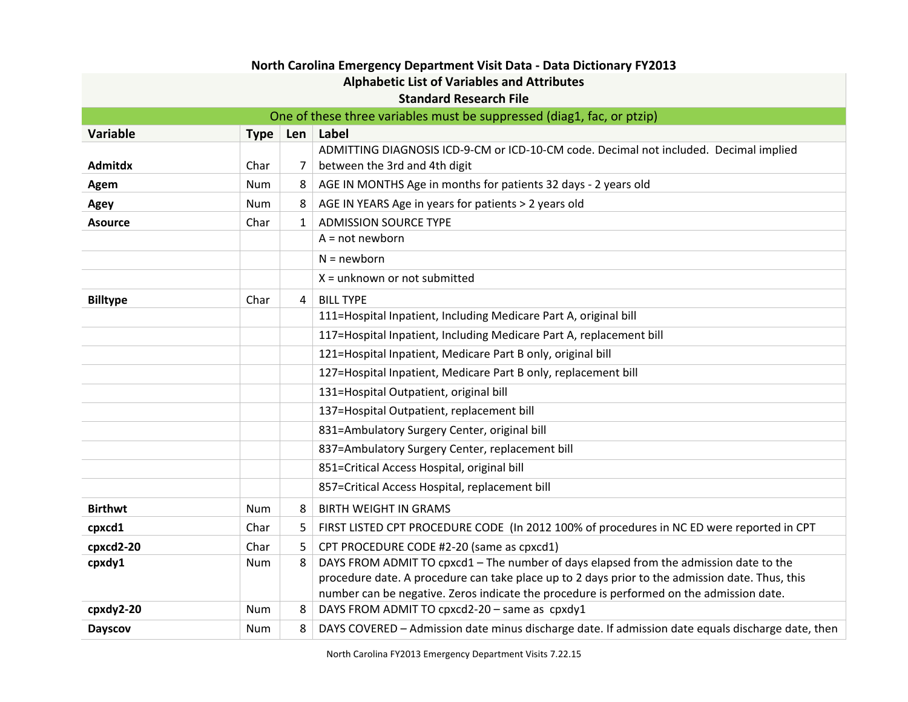## North Carolina Emergency Department Visit Data - Data Dictionary FY2013

### Alphabetic List of Variables and Attributes

### Standard Research File

One of these three variables must be suppressed (diag1, fac, or ptzip)

| Variable | Type | Len | Label |
|---|---|---|---|
| **Admitdx** | Char | 7 | ADMITTING DIAGNOSIS ICD-9-CM or ICD-10-CM code. Decimal not included. Decimal implied between the 3rd and 4th digit |
| **Agem** | Num | 8 | AGE IN MONTHS Age in months for patients 32 days - 2 years old |
| **Agey** | Num | 8 | AGE IN YEARS Age in years for patients > 2 years old |
| **Asource** | Char | 1 | ADMISSION SOURCE TYPE |
| | | | A = not newborn |
| | | | N = newborn |
| | | | X = unknown or not submitted |
| **Billtype** | Char | 4 | BILL TYPE |
| | | | 111=Hospital Inpatient, Including Medicare Part A, original bill |
| | | | 117=Hospital Inpatient, Including Medicare Part A, replacement bill |
| | | | 121=Hospital Inpatient, Medicare Part B only, original bill |
| | | | 127=Hospital Inpatient, Medicare Part B only, replacement bill |
| | | | 131=Hospital Outpatient, original bill |
| | | | 137=Hospital Outpatient, replacement bill |
| | | | 831=Ambulatory Surgery Center, original bill |
| | | | 837=Ambulatory Surgery Center, replacement bill |
| | | | 851=Critical Access Hospital, original bill |
| | | | 857=Critical Access Hospital, replacement bill |
| **Birthwt** | Num | 8 | BIRTH WEIGHT IN GRAMS |
| **cpxcd1** | Char | 5 | FIRST LISTED CPT PROCEDURE CODE (In 2012 100% of procedures in NC ED were reported in CPT |
| **cpxcd2-20** | Char | 5 | CPT PROCEDURE CODE #2-20 (same as cpxcd1) |
| **cpxdy1** | Num | 8 | DAYS FROM ADMIT TO cpxcd1 – The number of days elapsed from the admission date to the procedure date. A procedure can take place up to 2 days prior to the admission date. Thus, this number can be negative. Zeros indicate the procedure is performed on the admission date. |
| **cpxdy2-20** | Num | 8 | DAYS FROM ADMIT TO cpxcd2-20 – same as cpxdy1 |
| **Dayscov** | Num | 8 | DAYS COVERED – Admission date minus discharge date. If admission date equals discharge date, then |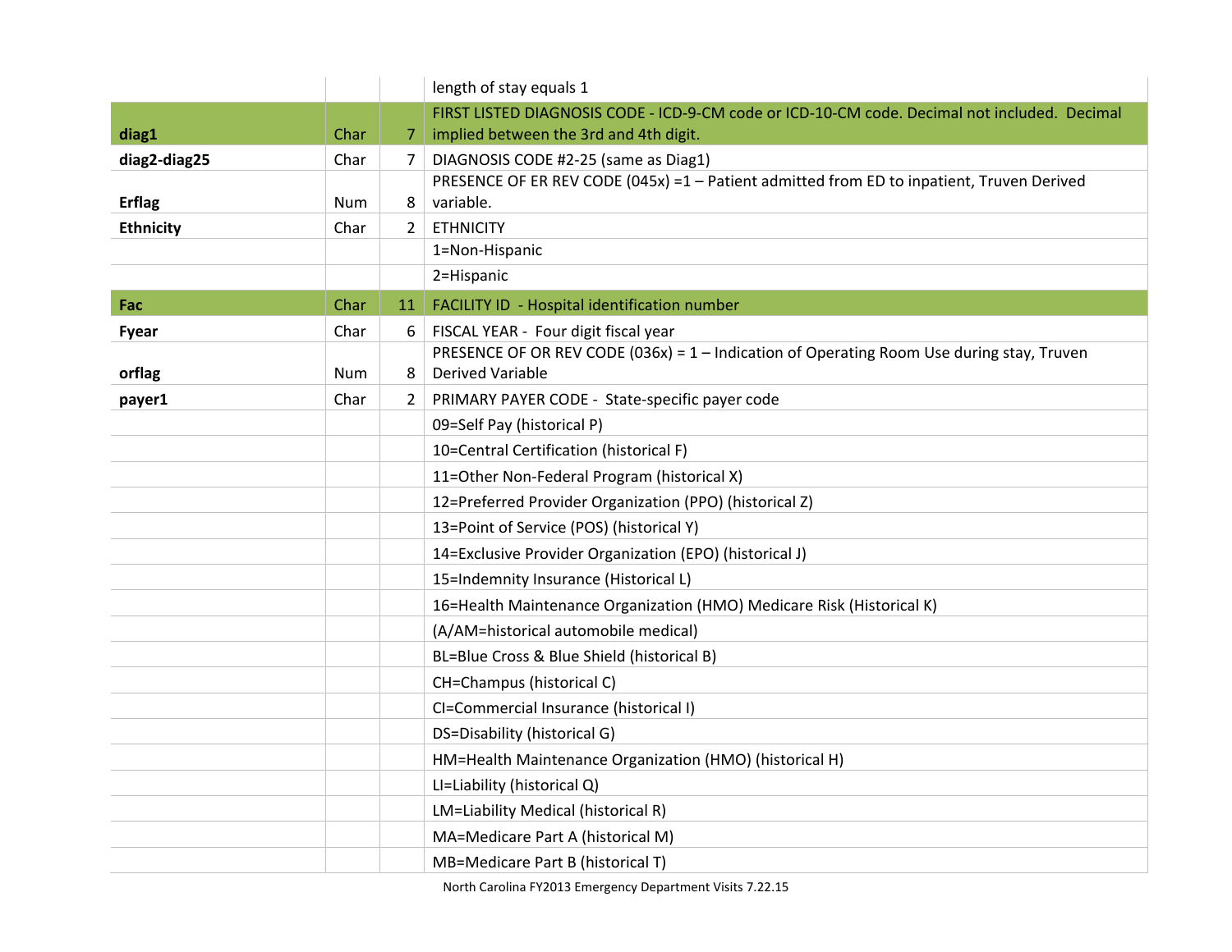| | | | |
|---|---|---|---|
| | | | length of stay equals 1 |
| **diag1** | Char | 7 | FIRST LISTED DIAGNOSIS CODE - ICD-9-CM code or ICD-10-CM code. Decimal not included. Decimal implied between the 3rd and 4th digit. |
| **diag2-diag25** | Char | 7 | DIAGNOSIS CODE #2-25 (same as Diag1) |
| **Erflag** | Num | 8 | PRESENCE OF ER REV CODE (045x) =1 – Patient admitted from ED to inpatient, Truven Derived variable. |
| **Ethnicity** | Char | 2 | ETHNICITY |
| | | | 1=Non-Hispanic |
| | | | 2=Hispanic |
| **Fac** | Char | 11 | FACILITY ID - Hospital identification number |
| **Fyear** | Char | 6 | FISCAL YEAR - Four digit fiscal year |
| **orflag** | Num | 8 | PRESENCE OF OR REV CODE (036x) = 1 – Indication of Operating Room Use during stay, Truven Derived Variable |
| **payer1** | Char | 2 | PRIMARY PAYER CODE - State-specific payer code |
| | | | 09=Self Pay (historical P) |
| | | | 10=Central Certification (historical F) |
| | | | 11=Other Non-Federal Program (historical X) |
| | | | 12=Preferred Provider Organization (PPO) (historical Z) |
| | | | 13=Point of Service (POS) (historical Y) |
| | | | 14=Exclusive Provider Organization (EPO) (historical J) |
| | | | 15=Indemnity Insurance (Historical L) |
| | | | 16=Health Maintenance Organization (HMO) Medicare Risk (Historical K) |
| | | | (A/AM=historical automobile medical) |
| | | | BL=Blue Cross & Blue Shield (historical B) |
| | | | CH=Champus (historical C) |
| | | | CI=Commercial Insurance (historical I) |
| | | | DS=Disability (historical G) |
| | | | HM=Health Maintenance Organization (HMO) (historical H) |
| | | | LI=Liability (historical Q) |
| | | | LM=Liability Medical (historical R) |
| | | | MA=Medicare Part A (historical M) |
| | | | MB=Medicare Part B (historical T) |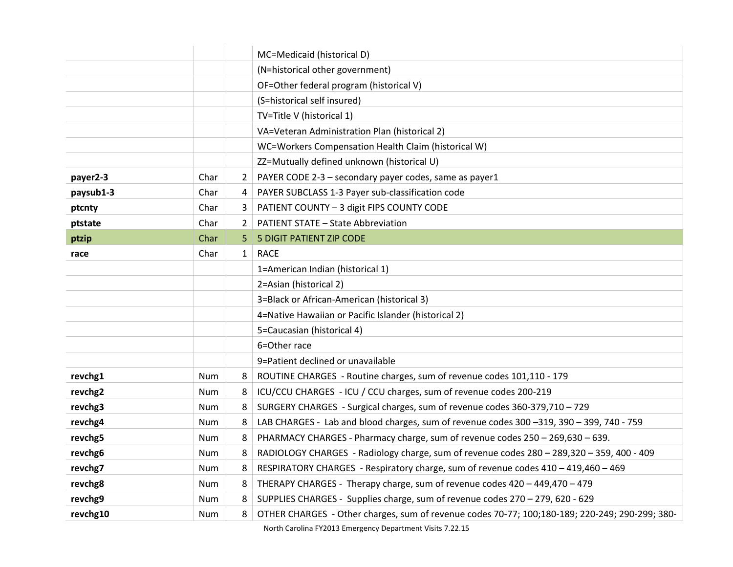| | | | |
|---|---|---|---|
| | | | MC=Medicaid (historical D) |
| | | | (N=historical other government) |
| | | | OF=Other federal program (historical V) |
| | | | (S=historical self insured) |
| | | | TV=Title V (historical 1) |
| | | | VA=Veteran Administration Plan (historical 2) |
| | | | WC=Workers Compensation Health Claim (historical W) |
| | | | ZZ=Mutually defined unknown (historical U) |
| **payer2-3** | Char | 2 | PAYER CODE 2-3 – secondary payer codes, same as payer1 |
| **paysub1-3** | Char | 4 | PAYER SUBCLASS 1-3 Payer sub-classification code |
| **ptcnty** | Char | 3 | PATIENT COUNTY – 3 digit FIPS COUNTY CODE |
| **ptstate** | Char | 2 | PATIENT STATE – State Abbreviation |
| **ptzip** | Char | 5 | 5 DIGIT PATIENT ZIP CODE |
| **race** | Char | 1 | RACE |
| | | | 1=American Indian (historical 1) |
| | | | 2=Asian (historical 2) |
| | | | 3=Black or African-American (historical 3) |
| | | | 4=Native Hawaiian or Pacific Islander (historical 2) |
| | | | 5=Caucasian (historical 4) |
| | | | 6=Other race |
| | | | 9=Patient declined or unavailable |
| **revchg1** | Num | 8 | ROUTINE CHARGES - Routine charges, sum of revenue codes 101,110 - 179 |
| **revchg2** | Num | 8 | ICU/CCU CHARGES - ICU / CCU charges, sum of revenue codes 200-219 |
| **revchg3** | Num | 8 | SURGERY CHARGES - Surgical charges, sum of revenue codes 360-379,710 – 729 |
| **revchg4** | Num | 8 | LAB CHARGES - Lab and blood charges, sum of revenue codes 300 –319, 390 – 399, 740 - 759 |
| **revchg5** | Num | 8 | PHARMACY CHARGES - Pharmacy charge, sum of revenue codes 250 – 269,630 – 639. |
| **revchg6** | Num | 8 | RADIOLOGY CHARGES - Radiology charge, sum of revenue codes 280 – 289,320 – 359, 400 - 409 |
| **revchg7** | Num | 8 | RESPIRATORY CHARGES - Respiratory charge, sum of revenue codes 410 – 419,460 – 469 |
| **revchg8** | Num | 8 | THERAPY CHARGES - Therapy charge, sum of revenue codes 420 – 449,470 – 479 |
| **revchg9** | Num | 8 | SUPPLIES CHARGES - Supplies charge, sum of revenue codes 270 – 279, 620 - 629 |
| **revchg10** | Num | 8 | OTHER CHARGES - Other charges, sum of revenue codes 70-77; 100;180-189; 220-249; 290-299; 380- |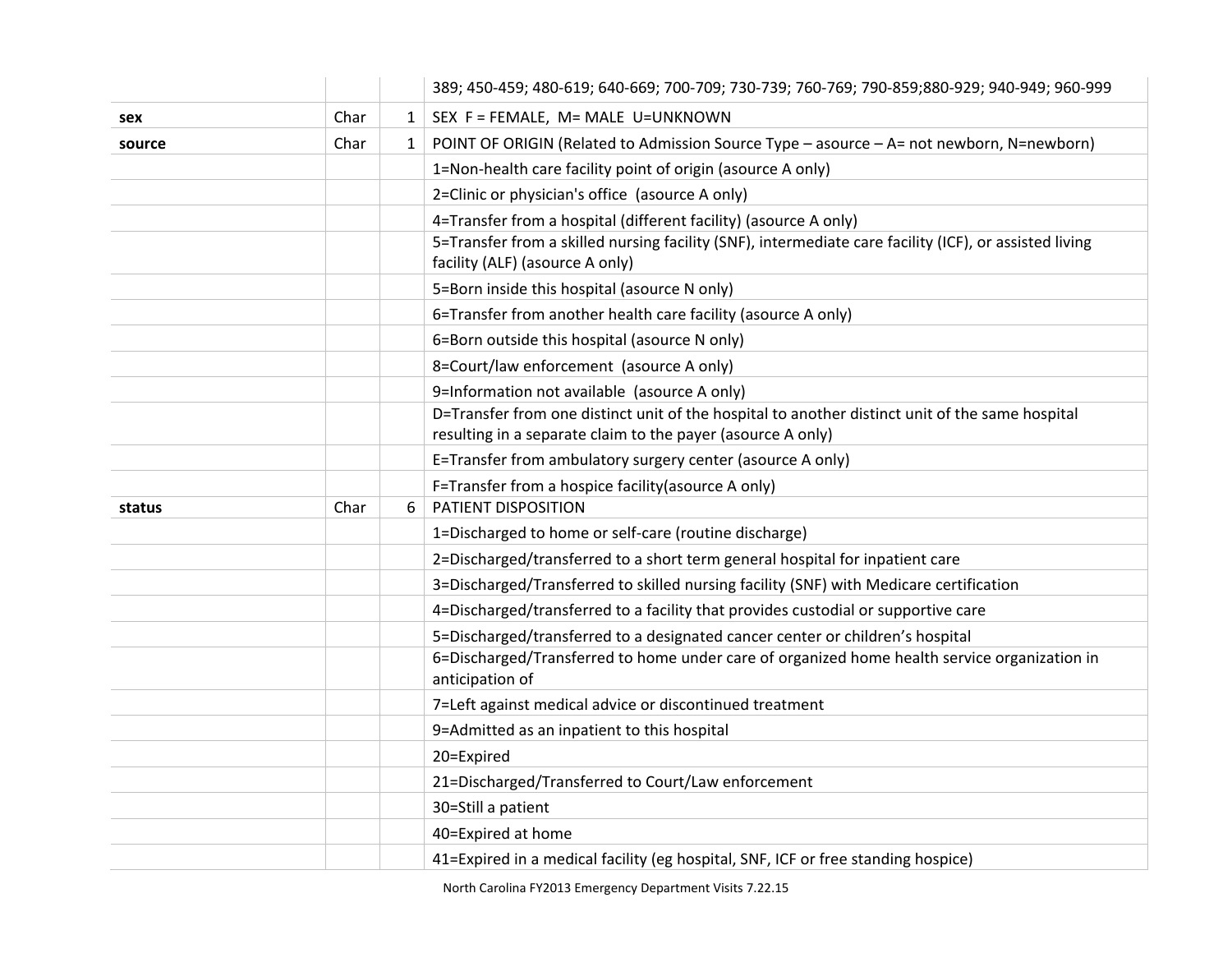| | | | |
|---|---|---|---|
| | | | 389; 450-459; 480-619; 640-669; 700-709; 730-739; 760-769; 790-859;880-929; 940-949; 960-999 |
| **sex** | Char | 1 | SEX F = FEMALE, M= MALE U=UNKNOWN |
| **source** | Char | 1 | POINT OF ORIGIN (Related to Admission Source Type – asource – A= not newborn, N=newborn) |
| | | | 1=Non-health care facility point of origin (asource A only) |
| | | | 2=Clinic or physician's office (asource A only) |
| | | | 4=Transfer from a hospital (different facility) (asource A only) |
| | | | 5=Transfer from a skilled nursing facility (SNF), intermediate care facility (ICF), or assisted living facility (ALF) (asource A only) |
| | | | 5=Born inside this hospital (asource N only) |
| | | | 6=Transfer from another health care facility (asource A only) |
| | | | 6=Born outside this hospital (asource N only) |
| | | | 8=Court/law enforcement (asource A only) |
| | | | 9=Information not available (asource A only) |
| | | | D=Transfer from one distinct unit of the hospital to another distinct unit of the same hospital resulting in a separate claim to the payer (asource A only) |
| | | | E=Transfer from ambulatory surgery center (asource A only) |
| | | | F=Transfer from a hospice facility(asource A only) |
| **status** | Char | 6 | PATIENT DISPOSITION |
| | | | 1=Discharged to home or self-care (routine discharge) |
| | | | 2=Discharged/transferred to a short term general hospital for inpatient care |
| | | | 3=Discharged/Transferred to skilled nursing facility (SNF) with Medicare certification |
| | | | 4=Discharged/transferred to a facility that provides custodial or supportive care |
| | | | 5=Discharged/transferred to a designated cancer center or children's hospital |
| | | | 6=Discharged/Transferred to home under care of organized home health service organization in anticipation of |
| | | | 7=Left against medical advice or discontinued treatment |
| | | | 9=Admitted as an inpatient to this hospital |
| | | | 20=Expired |
| | | | 21=Discharged/Transferred to Court/Law enforcement |
| | | | 30=Still a patient |
| | | | 40=Expired at home |
| | | | 41=Expired in a medical facility (eg hospital, SNF, ICF or free standing hospice) |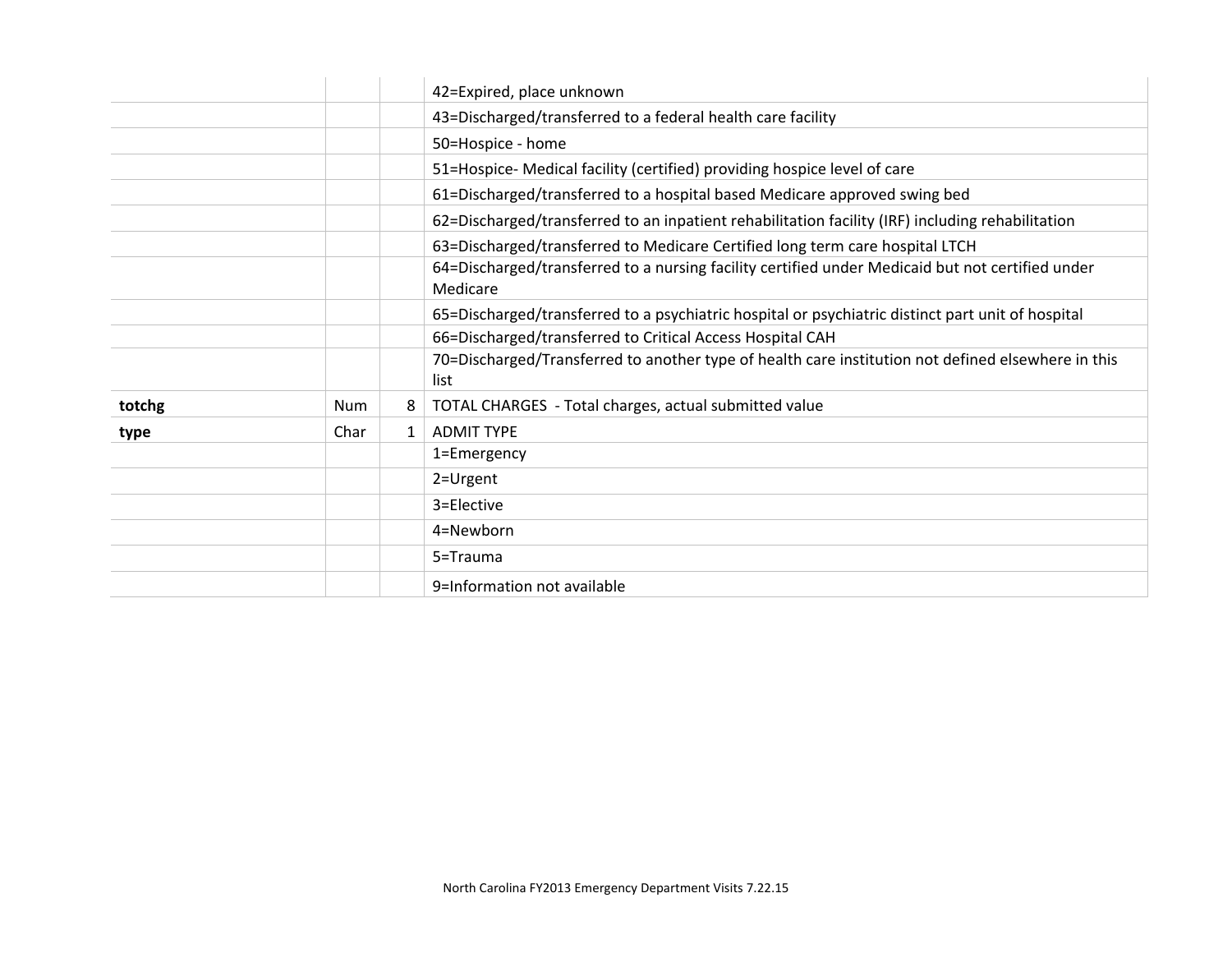| | | | |
|---|---|---|---|
| | | | 42=Expired, place unknown |
| | | | 43=Discharged/transferred to a federal health care facility |
| | | | 50=Hospice - home |
| | | | 51=Hospice- Medical facility (certified) providing hospice level of care |
| | | | 61=Discharged/transferred to a hospital based Medicare approved swing bed |
| | | | 62=Discharged/transferred to an inpatient rehabilitation facility (IRF) including rehabilitation |
| | | | 63=Discharged/transferred to Medicare Certified long term care hospital LTCH |
| | | | 64=Discharged/transferred to a nursing facility certified under Medicaid but not certified under Medicare |
| | | | 65=Discharged/transferred to a psychiatric hospital or psychiatric distinct part unit of hospital |
| | | | 66=Discharged/transferred to Critical Access Hospital CAH |
| | | | 70=Discharged/Transferred to another type of health care institution not defined elsewhere in this list |
| **totchg** | Num | 8 | TOTAL CHARGES - Total charges, actual submitted value |
| **type** | Char | 1 | ADMIT TYPE |
| | | | 1=Emergency |
| | | | 2=Urgent |
| | | | 3=Elective |
| | | | 4=Newborn |
| | | | 5=Trauma |
| | | | 9=Information not available |